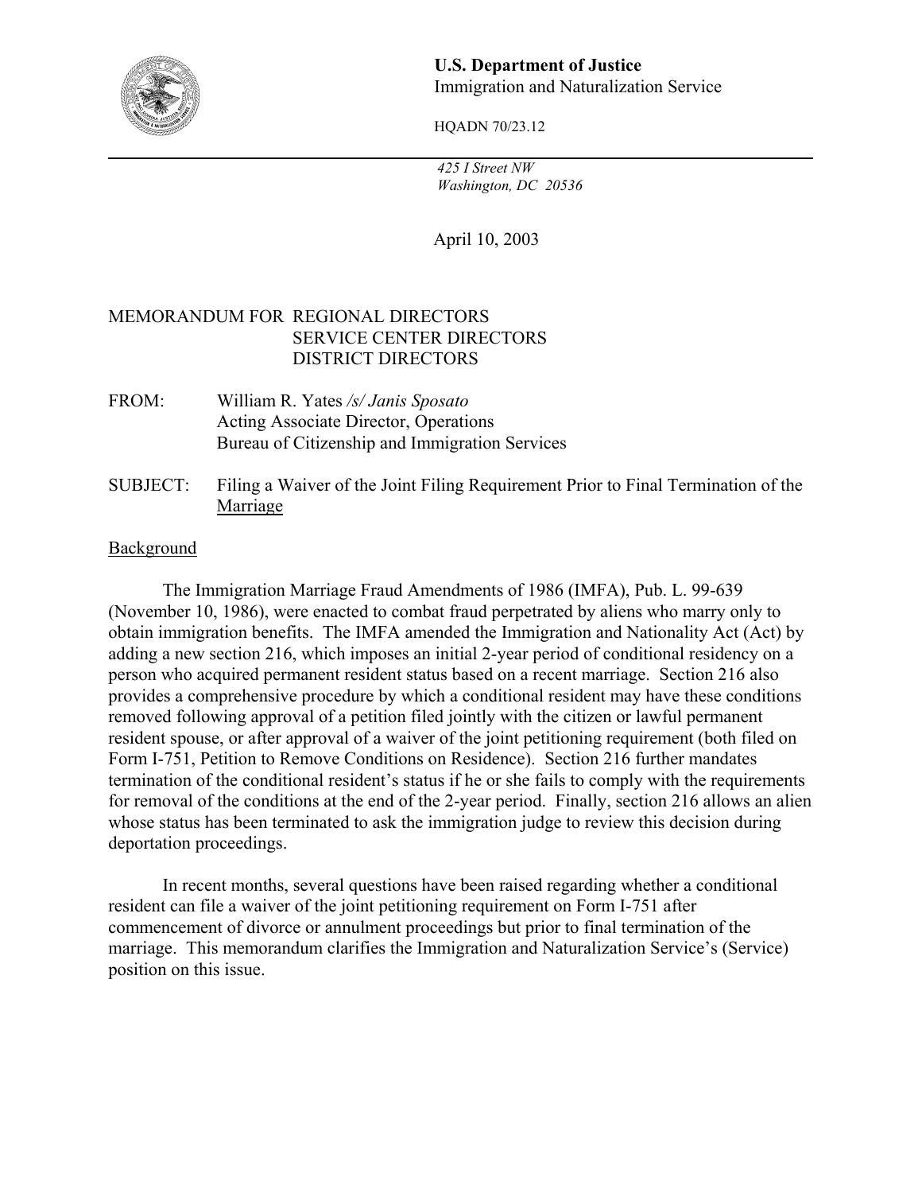**U.S. Department of Justice**
Immigration and Naturalization Service

HQADN 70/23.12

---

*425 I Street NW*
*Washington, DC 20536*

April 10, 2003

MEMORANDUM FOR REGIONAL DIRECTORS
SERVICE CENTER DIRECTORS
DISTRICT DIRECTORS

FROM: William R. Yates */s/ Janis Sposato*
Acting Associate Director, Operations
Bureau of Citizenship and Immigration Services

SUBJECT: Filing a Waiver of the Joint Filing Requirement Prior to Final Termination of the Marriage

## Background

The Immigration Marriage Fraud Amendments of 1986 (IMFA), Pub. L. 99-639 (November 10, 1986), were enacted to combat fraud perpetrated by aliens who marry only to obtain immigration benefits. The IMFA amended the Immigration and Nationality Act (Act) by adding a new section 216, which imposes an initial 2-year period of conditional residency on a person who acquired permanent resident status based on a recent marriage. Section 216 also provides a comprehensive procedure by which a conditional resident may have these conditions removed following approval of a petition filed jointly with the citizen or lawful permanent resident spouse, or after approval of a waiver of the joint petitioning requirement (both filed on Form I-751, Petition to Remove Conditions on Residence). Section 216 further mandates termination of the conditional resident's status if he or she fails to comply with the requirements for removal of the conditions at the end of the 2-year period. Finally, section 216 allows an alien whose status has been terminated to ask the immigration judge to review this decision during deportation proceedings.

In recent months, several questions have been raised regarding whether a conditional resident can file a waiver of the joint petitioning requirement on Form I-751 after commencement of divorce or annulment proceedings but prior to final termination of the marriage. This memorandum clarifies the Immigration and Naturalization Service's (Service) position on this issue.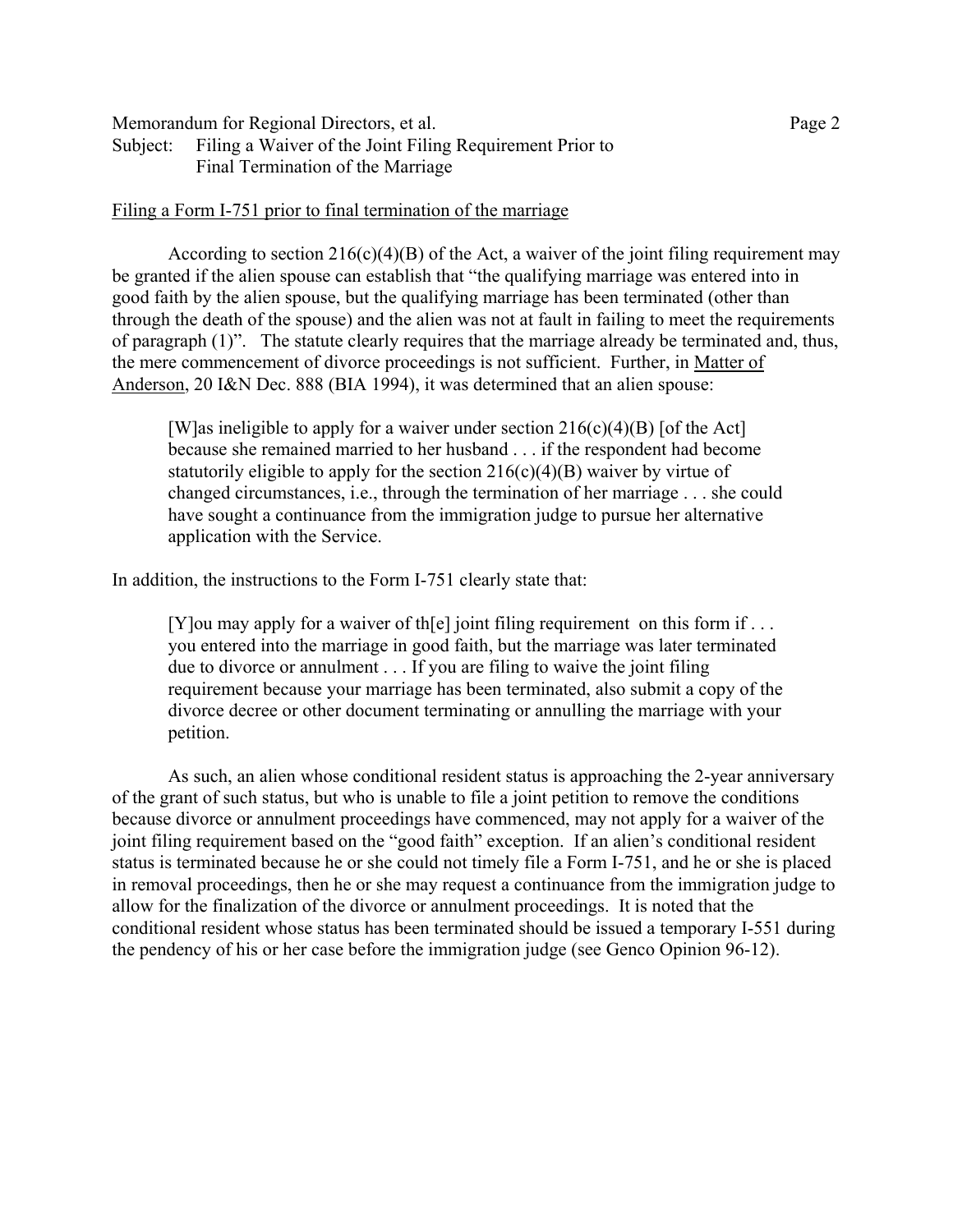Filing a Form I-751 prior to final termination of the marriage

According to section 216(c)(4)(B) of the Act, a waiver of the joint filing requirement may be granted if the alien spouse can establish that "the qualifying marriage was entered into in good faith by the alien spouse, but the qualifying marriage has been terminated (other than through the death of the spouse) and the alien was not at fault in failing to meet the requirements of paragraph (1)". The statute clearly requires that the marriage already be terminated and, thus, the mere commencement of divorce proceedings is not sufficient. Further, in Matter of Anderson, 20 I&N Dec. 888 (BIA 1994), it was determined that an alien spouse:

> [W]as ineligible to apply for a waiver under section 216(c)(4)(B) [of the Act] because she remained married to her husband . . . if the respondent had become statutorily eligible to apply for the section 216(c)(4)(B) waiver by virtue of changed circumstances, i.e., through the termination of her marriage . . . she could have sought a continuance from the immigration judge to pursue her alternative application with the Service.

In addition, the instructions to the Form I-751 clearly state that:

> [Y]ou may apply for a waiver of th[e] joint filing requirement on this form if . . . you entered into the marriage in good faith, but the marriage was later terminated due to divorce or annulment . . . If you are filing to waive the joint filing requirement because your marriage has been terminated, also submit a copy of the divorce decree or other document terminating or annulling the marriage with your petition.

As such, an alien whose conditional resident status is approaching the 2-year anniversary of the grant of such status, but who is unable to file a joint petition to remove the conditions because divorce or annulment proceedings have commenced, may not apply for a waiver of the joint filing requirement based on the "good faith" exception. If an alien's conditional resident status is terminated because he or she could not timely file a Form I-751, and he or she is placed in removal proceedings, then he or she may request a continuance from the immigration judge to allow for the finalization of the divorce or annulment proceedings. It is noted that the conditional resident whose status has been terminated should be issued a temporary I-551 during the pendency of his or her case before the immigration judge (see Genco Opinion 96-12).